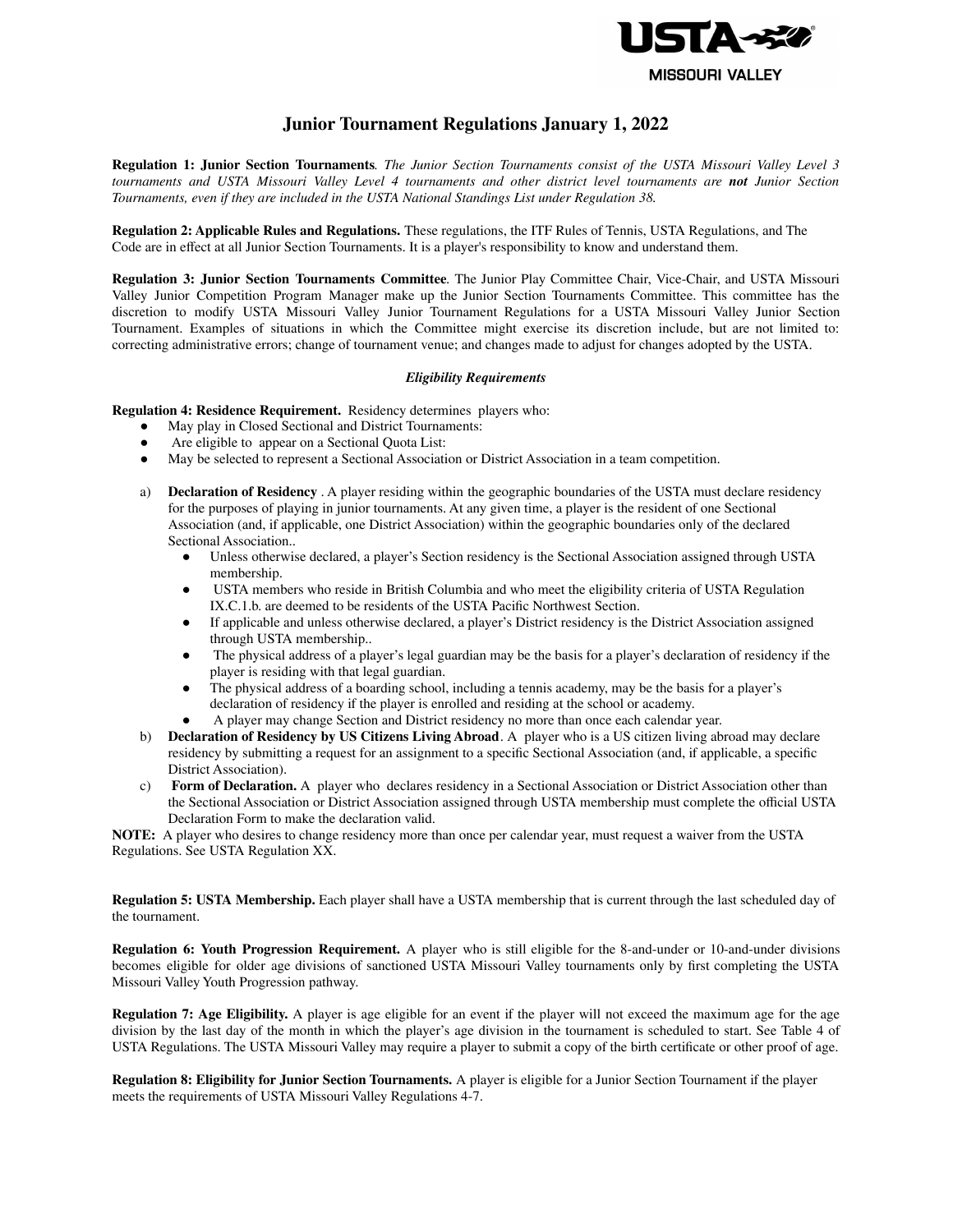# Junior Tournament Regulations January 1, 2022

**Regulation 1: Junior Section Tournaments***. The Junior Section Tournaments consist of the USTA Missouri Valley Level 3 tournaments and USTA Missouri Valley Level 4 tournaments and other district level tournaments are* ***not*** *Junior Section Tournaments, even if they are included in the USTA National Standings List under Regulation 38.*

**Regulation 2: Applicable Rules and Regulations.** These regulations, the ITF Rules of Tennis, USTA Regulations, and The Code are in effect at all Junior Section Tournaments. It is a player's responsibility to know and understand them.

**Regulation 3: Junior Section Tournaments Committee**. The Junior Play Committee Chair, Vice-Chair, and USTA Missouri Valley Junior Competition Program Manager make up the Junior Section Tournaments Committee. This committee has the discretion to modify USTA Missouri Valley Junior Tournament Regulations for a USTA Missouri Valley Junior Section Tournament. Examples of situations in which the Committee might exercise its discretion include, but are not limited to: correcting administrative errors; change of tournament venue; and changes made to adjust for changes adopted by the USTA.

***Eligibility Requirements***

**Regulation 4: Residence Requirement.** Residency determines players who:

- May play in Closed Sectional and District Tournaments:
- Are eligible to appear on a Sectional Quota List:
- May be selected to represent a Sectional Association or District Association in a team competition.

a) **Declaration of Residency** . A player residing within the geographic boundaries of the USTA must declare residency for the purposes of playing in junior tournaments. At any given time, a player is the resident of one Sectional Association (and, if applicable, one District Association) within the geographic boundaries only of the declared Sectional Association..
   - Unless otherwise declared, a player's Section residency is the Sectional Association assigned through USTA membership.
   - USTA members who reside in British Columbia and who meet the eligibility criteria of USTA Regulation IX.C.1.b. are deemed to be residents of the USTA Pacific Northwest Section.
   - If applicable and unless otherwise declared, a player's District residency is the District Association assigned through USTA membership..
   - The physical address of a player's legal guardian may be the basis for a player's declaration of residency if the player is residing with that legal guardian.
   - The physical address of a boarding school, including a tennis academy, may be the basis for a player's declaration of residency if the player is enrolled and residing at the school or academy.
   - A player may change Section and District residency no more than once each calendar year.

b) **Declaration of Residency by US Citizens Living Abroad**. A player who is a US citizen living abroad may declare residency by submitting a request for an assignment to a specific Sectional Association (and, if applicable, a specific District Association).

c) **Form of Declaration.** A player who declares residency in a Sectional Association or District Association other than the Sectional Association or District Association assigned through USTA membership must complete the official USTA Declaration Form to make the declaration valid.

**NOTE:** A player who desires to change residency more than once per calendar year, must request a waiver from the USTA Regulations. See USTA Regulation XX.

**Regulation 5: USTA Membership.** Each player shall have a USTA membership that is current through the last scheduled day of the tournament.

**Regulation 6: Youth Progression Requirement.** A player who is still eligible for the 8-and-under or 10-and-under divisions becomes eligible for older age divisions of sanctioned USTA Missouri Valley tournaments only by first completing the USTA Missouri Valley Youth Progression pathway.

**Regulation 7: Age Eligibility.** A player is age eligible for an event if the player will not exceed the maximum age for the age division by the last day of the month in which the player's age division in the tournament is scheduled to start. See Table 4 of USTA Regulations. The USTA Missouri Valley may require a player to submit a copy of the birth certificate or other proof of age.

**Regulation 8: Eligibility for Junior Section Tournaments.** A player is eligible for a Junior Section Tournament if the player meets the requirements of USTA Missouri Valley Regulations 4-7.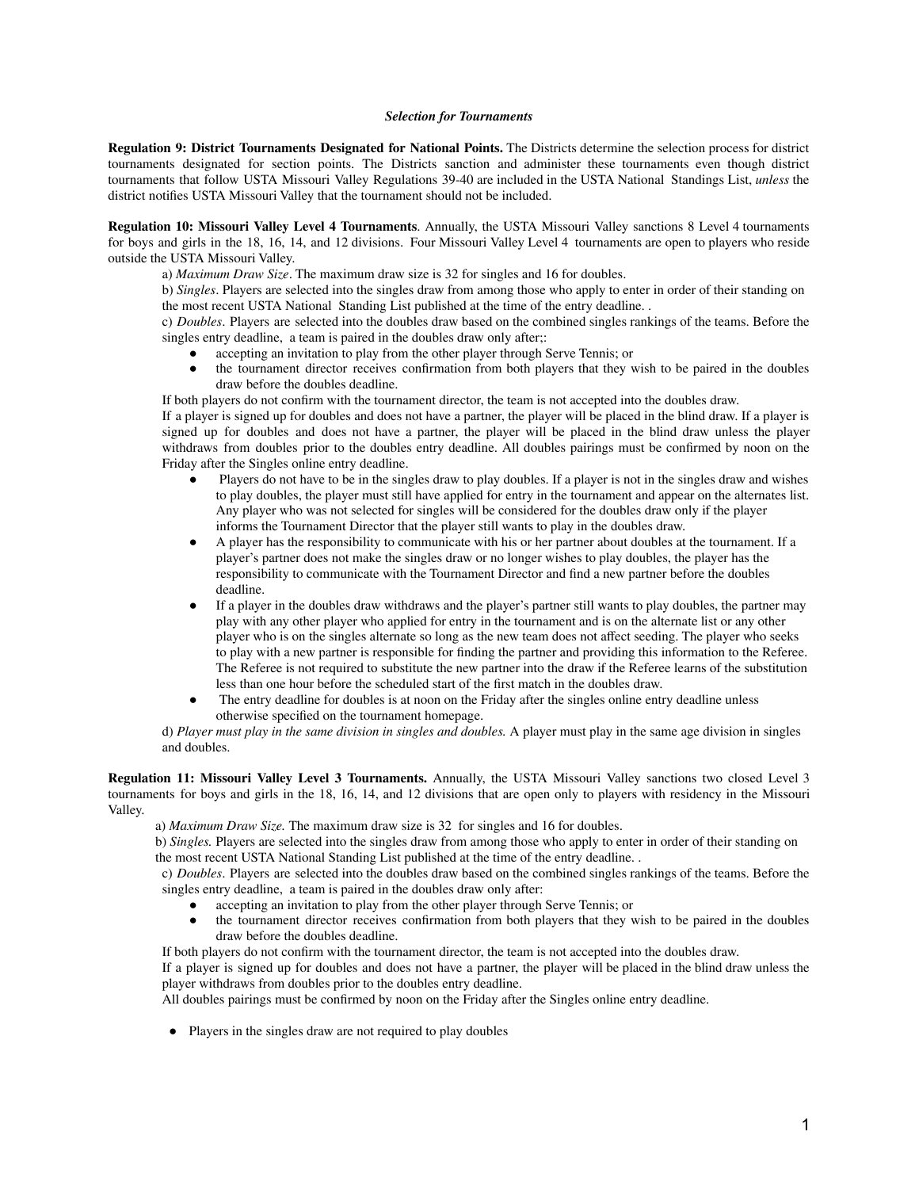### *Selection for Tournaments*

**Regulation 9: District Tournaments Designated for National Points.** The Districts determine the selection process for district tournaments designated for section points. The Districts sanction and administer these tournaments even though district tournaments that follow USTA Missouri Valley Regulations 39-40 are included in the USTA National Standings List, *unless* the district notifies USTA Missouri Valley that the tournament should not be included.

**Regulation 10: Missouri Valley Level 4 Tournaments**. Annually, the USTA Missouri Valley sanctions 8 Level 4 tournaments for boys and girls in the 18, 16, 14, and 12 divisions. Four Missouri Valley Level 4 tournaments are open to players who reside outside the USTA Missouri Valley.

a) *Maximum Draw Size*. The maximum draw size is 32 for singles and 16 for doubles.

b) *Singles*. Players are selected into the singles draw from among those who apply to enter in order of their standing on the most recent USTA National Standing List published at the time of the entry deadline. .

c) *Doubles*. Players are selected into the doubles draw based on the combined singles rankings of the teams. Before the singles entry deadline, a team is paired in the doubles draw only after;:

- accepting an invitation to play from the other player through Serve Tennis; or
- the tournament director receives confirmation from both players that they wish to be paired in the doubles draw before the doubles deadline.

If both players do not confirm with the tournament director, the team is not accepted into the doubles draw.

If a player is signed up for doubles and does not have a partner, the player will be placed in the blind draw. If a player is signed up for doubles and does not have a partner, the player will be placed in the blind draw unless the player withdraws from doubles prior to the doubles entry deadline. All doubles pairings must be confirmed by noon on the Friday after the Singles online entry deadline.

- Players do not have to be in the singles draw to play doubles. If a player is not in the singles draw and wishes to play doubles, the player must still have applied for entry in the tournament and appear on the alternates list. Any player who was not selected for singles will be considered for the doubles draw only if the player informs the Tournament Director that the player still wants to play in the doubles draw.
- A player has the responsibility to communicate with his or her partner about doubles at the tournament. If a player's partner does not make the singles draw or no longer wishes to play doubles, the player has the responsibility to communicate with the Tournament Director and find a new partner before the doubles deadline.
- If a player in the doubles draw withdraws and the player's partner still wants to play doubles, the partner may play with any other player who applied for entry in the tournament and is on the alternate list or any other player who is on the singles alternate so long as the new team does not affect seeding. The player who seeks to play with a new partner is responsible for finding the partner and providing this information to the Referee. The Referee is not required to substitute the new partner into the draw if the Referee learns of the substitution less than one hour before the scheduled start of the first match in the doubles draw.
- The entry deadline for doubles is at noon on the Friday after the singles online entry deadline unless otherwise specified on the tournament homepage.

d) *Player must play in the same division in singles and doubles.* A player must play in the same age division in singles and doubles.

**Regulation 11: Missouri Valley Level 3 Tournaments.** Annually, the USTA Missouri Valley sanctions two closed Level 3 tournaments for boys and girls in the 18, 16, 14, and 12 divisions that are open only to players with residency in the Missouri Valley.

a) *Maximum Draw Size.* The maximum draw size is 32 for singles and 16 for doubles.

b) *Singles.* Players are selected into the singles draw from among those who apply to enter in order of their standing on the most recent USTA National Standing List published at the time of the entry deadline. .

c) *Doubles*. Players are selected into the doubles draw based on the combined singles rankings of the teams. Before the singles entry deadline, a team is paired in the doubles draw only after:

- accepting an invitation to play from the other player through Serve Tennis; or
- the tournament director receives confirmation from both players that they wish to be paired in the doubles draw before the doubles deadline.

If both players do not confirm with the tournament director, the team is not accepted into the doubles draw.

If a player is signed up for doubles and does not have a partner, the player will be placed in the blind draw unless the player withdraws from doubles prior to the doubles entry deadline.

All doubles pairings must be confirmed by noon on the Friday after the Singles online entry deadline.

- Players in the singles draw are not required to play doubles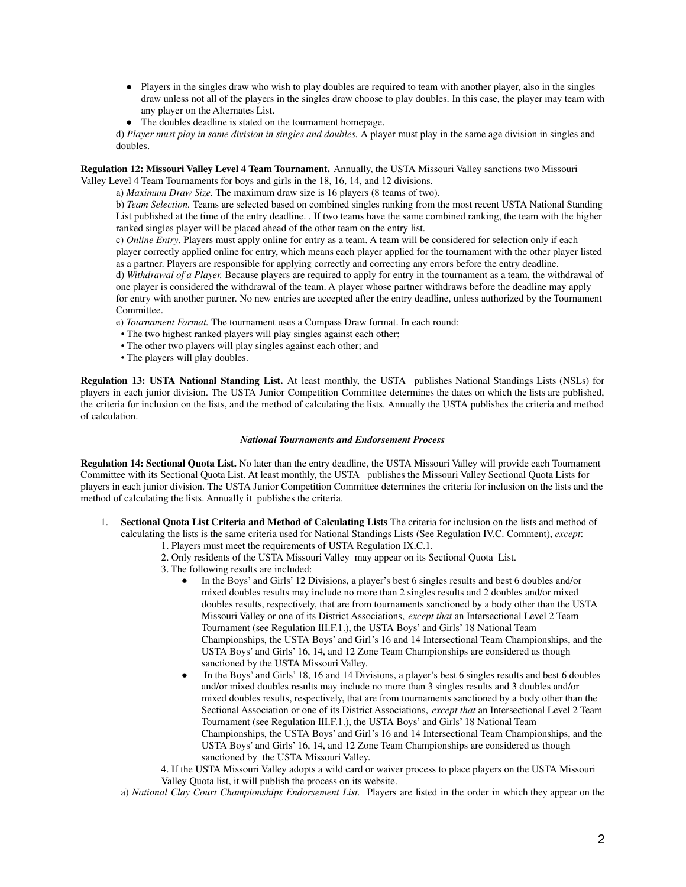- Players in the singles draw who wish to play doubles are required to team with another player, also in the singles draw unless not all of the players in the singles draw choose to play doubles. In this case, the player may team with any player on the Alternates List.
- The doubles deadline is stated on the tournament homepage.

d) *Player must play in same division in singles and doubles.* A player must play in the same age division in singles and doubles.

**Regulation 12: Missouri Valley Level 4 Team Tournament.** Annually, the USTA Missouri Valley sanctions two Missouri Valley Level 4 Team Tournaments for boys and girls in the 18, 16, 14, and 12 divisions.

a) *Maximum Draw Size.* The maximum draw size is 16 players (8 teams of two).

b) *Team Selection.* Teams are selected based on combined singles ranking from the most recent USTA National Standing List published at the time of the entry deadline. . If two teams have the same combined ranking, the team with the higher ranked singles player will be placed ahead of the other team on the entry list.

c) *Online Entry.* Players must apply online for entry as a team. A team will be considered for selection only if each player correctly applied online for entry, which means each player applied for the tournament with the other player listed as a partner. Players are responsible for applying correctly and correcting any errors before the entry deadline.

d) *Withdrawal of a Player.* Because players are required to apply for entry in the tournament as a team, the withdrawal of one player is considered the withdrawal of the team. A player whose partner withdraws before the deadline may apply for entry with another partner. No new entries are accepted after the entry deadline, unless authorized by the Tournament Committee.

e) *Tournament Format.* The tournament uses a Compass Draw format. In each round:

- The two highest ranked players will play singles against each other;
- The other two players will play singles against each other; and
- The players will play doubles.

**Regulation 13: USTA National Standing List.** At least monthly, the USTA publishes National Standings Lists (NSLs) for players in each junior division. The USTA Junior Competition Committee determines the dates on which the lists are published, the criteria for inclusion on the lists, and the method of calculating the lists. Annually the USTA publishes the criteria and method of calculation.

***National Tournaments and Endorsement Process***

**Regulation 14: Sectional Quota List.** No later than the entry deadline, the USTA Missouri Valley will provide each Tournament Committee with its Sectional Quota List. At least monthly, the USTA publishes the Missouri Valley Sectional Quota Lists for players in each junior division. The USTA Junior Competition Committee determines the criteria for inclusion on the lists and the method of calculating the lists. Annually it publishes the criteria.

1. **Sectional Quota List Criteria and Method of Calculating Lists** The criteria for inclusion on the lists and method of calculating the lists is the same criteria used for National Standings Lists (See Regulation IV.C. Comment), *except*:
    1. Players must meet the requirements of USTA Regulation IX.C.1.
    2. Only residents of the USTA Missouri Valley may appear on its Sectional Quota List.
    3. The following results are included:
        - In the Boys' and Girls' 12 Divisions, a player's best 6 singles results and best 6 doubles and/or mixed doubles results may include no more than 2 singles results and 2 doubles and/or mixed doubles results, respectively, that are from tournaments sanctioned by a body other than the USTA Missouri Valley or one of its District Associations, *except that* an Intersectional Level 2 Team Tournament (see Regulation III.F.1.), the USTA Boys' and Girls' 18 National Team Championships, the USTA Boys' and Girl's 16 and 14 Intersectional Team Championships, and the USTA Boys' and Girls' 16, 14, and 12 Zone Team Championships are considered as though sanctioned by the USTA Missouri Valley.
        - In the Boys' and Girls' 18, 16 and 14 Divisions, a player's best 6 singles results and best 6 doubles and/or mixed doubles results may include no more than 3 singles results and 3 doubles and/or mixed doubles results, respectively, that are from tournaments sanctioned by a body other than the Sectional Association or one of its District Associations, *except that* an Intersectional Level 2 Team Tournament (see Regulation III.F.1.), the USTA Boys' and Girls' 18 National Team Championships, the USTA Boys' and Girl's 16 and 14 Intersectional Team Championships, and the USTA Boys' and Girls' 16, 14, and 12 Zone Team Championships are considered as though sanctioned by the USTA Missouri Valley.
    4. If the USTA Missouri Valley adopts a wild card or waiver process to place players on the USTA Missouri Valley Quota list, it will publish the process on its website.

a) *National Clay Court Championships Endorsement List.* Players are listed in the order in which they appear on the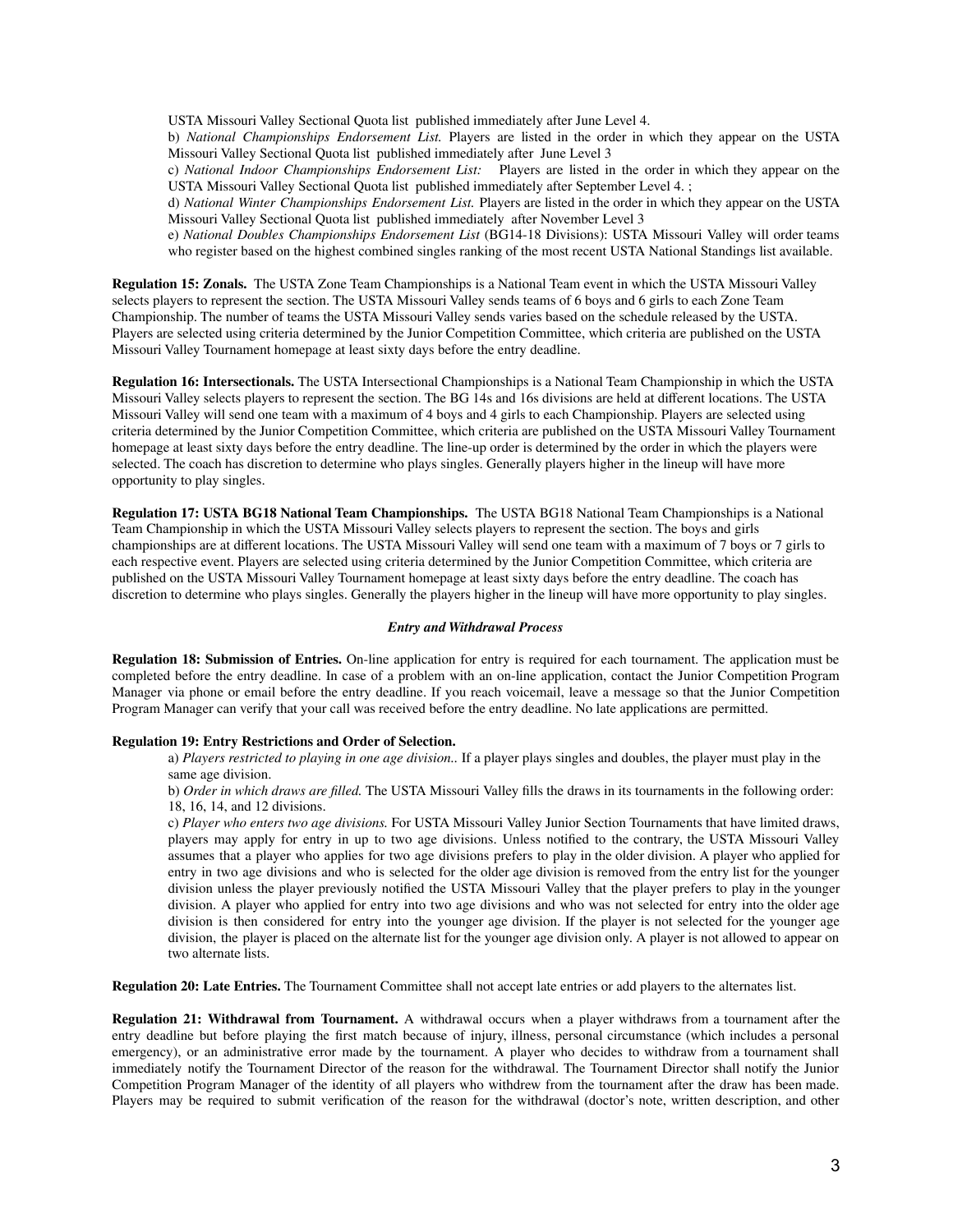USTA Missouri Valley Sectional Quota list published immediately after June Level 4.

b) *National Championships Endorsement List.* Players are listed in the order in which they appear on the USTA Missouri Valley Sectional Quota list published immediately after June Level 3

c) *National Indoor Championships Endorsement List:* Players are listed in the order in which they appear on the USTA Missouri Valley Sectional Quota list published immediately after September Level 4. ;

d) *National Winter Championships Endorsement List.* Players are listed in the order in which they appear on the USTA Missouri Valley Sectional Quota list published immediately after November Level 3

e) *National Doubles Championships Endorsement List* (BG14-18 Divisions): USTA Missouri Valley will order teams who register based on the highest combined singles ranking of the most recent USTA National Standings list available.

**Regulation 15: Zonals.** The USTA Zone Team Championships is a National Team event in which the USTA Missouri Valley selects players to represent the section. The USTA Missouri Valley sends teams of 6 boys and 6 girls to each Zone Team Championship. The number of teams the USTA Missouri Valley sends varies based on the schedule released by the USTA. Players are selected using criteria determined by the Junior Competition Committee, which criteria are published on the USTA Missouri Valley Tournament homepage at least sixty days before the entry deadline.

**Regulation 16: Intersectionals.** The USTA Intersectional Championships is a National Team Championship in which the USTA Missouri Valley selects players to represent the section. The BG 14s and 16s divisions are held at different locations. The USTA Missouri Valley will send one team with a maximum of 4 boys and 4 girls to each Championship. Players are selected using criteria determined by the Junior Competition Committee, which criteria are published on the USTA Missouri Valley Tournament homepage at least sixty days before the entry deadline. The line-up order is determined by the order in which the players were selected. The coach has discretion to determine who plays singles. Generally players higher in the lineup will have more opportunity to play singles.

**Regulation 17: USTA BG18 National Team Championships.** The USTA BG18 National Team Championships is a National Team Championship in which the USTA Missouri Valley selects players to represent the section. The boys and girls championships are at different locations. The USTA Missouri Valley will send one team with a maximum of 7 boys or 7 girls to each respective event. Players are selected using criteria determined by the Junior Competition Committee, which criteria are published on the USTA Missouri Valley Tournament homepage at least sixty days before the entry deadline. The coach has discretion to determine who plays singles. Generally the players higher in the lineup will have more opportunity to play singles.

***Entry and Withdrawal Process***

**Regulation 18: Submission of Entries.** On-line application for entry is required for each tournament. The application must be completed before the entry deadline. In case of a problem with an on-line application, contact the Junior Competition Program Manager via phone or email before the entry deadline. If you reach voicemail, leave a message so that the Junior Competition Program Manager can verify that your call was received before the entry deadline. No late applications are permitted.

**Regulation 19: Entry Restrictions and Order of Selection.**

a) *Players restricted to playing in one age division..* If a player plays singles and doubles, the player must play in the same age division.

b) *Order in which draws are filled.* The USTA Missouri Valley fills the draws in its tournaments in the following order: 18, 16, 14, and 12 divisions.

c) *Player who enters two age divisions.* For USTA Missouri Valley Junior Section Tournaments that have limited draws, players may apply for entry in up to two age divisions. Unless notified to the contrary, the USTA Missouri Valley assumes that a player who applies for two age divisions prefers to play in the older division. A player who applied for entry in two age divisions and who is selected for the older age division is removed from the entry list for the younger division unless the player previously notified the USTA Missouri Valley that the player prefers to play in the younger division. A player who applied for entry into two age divisions and who was not selected for entry into the older age division is then considered for entry into the younger age division. If the player is not selected for the younger age division, the player is placed on the alternate list for the younger age division only. A player is not allowed to appear on two alternate lists.

**Regulation 20: Late Entries.** The Tournament Committee shall not accept late entries or add players to the alternates list.

**Regulation 21: Withdrawal from Tournament.** A withdrawal occurs when a player withdraws from a tournament after the entry deadline but before playing the first match because of injury, illness, personal circumstance (which includes a personal emergency), or an administrative error made by the tournament. A player who decides to withdraw from a tournament shall immediately notify the Tournament Director of the reason for the withdrawal. The Tournament Director shall notify the Junior Competition Program Manager of the identity of all players who withdrew from the tournament after the draw has been made. Players may be required to submit verification of the reason for the withdrawal (doctor's note, written description, and other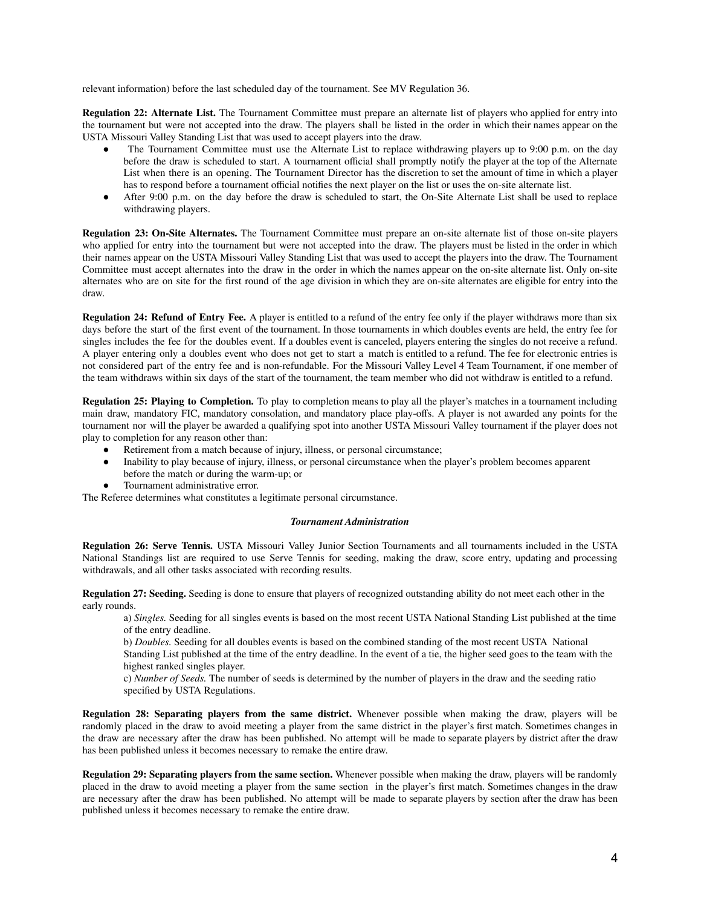relevant information) before the last scheduled day of the tournament. See MV Regulation 36.

**Regulation 22: Alternate List.** The Tournament Committee must prepare an alternate list of players who applied for entry into the tournament but were not accepted into the draw. The players shall be listed in the order in which their names appear on the USTA Missouri Valley Standing List that was used to accept players into the draw.

- The Tournament Committee must use the Alternate List to replace withdrawing players up to 9:00 p.m. on the day before the draw is scheduled to start. A tournament official shall promptly notify the player at the top of the Alternate List when there is an opening. The Tournament Director has the discretion to set the amount of time in which a player has to respond before a tournament official notifies the next player on the list or uses the on-site alternate list.
- After 9:00 p.m. on the day before the draw is scheduled to start, the On-Site Alternate List shall be used to replace withdrawing players.

**Regulation 23: On-Site Alternates.** The Tournament Committee must prepare an on-site alternate list of those on-site players who applied for entry into the tournament but were not accepted into the draw. The players must be listed in the order in which their names appear on the USTA Missouri Valley Standing List that was used to accept the players into the draw. The Tournament Committee must accept alternates into the draw in the order in which the names appear on the on-site alternate list. Only on-site alternates who are on site for the first round of the age division in which they are on-site alternates are eligible for entry into the draw.

**Regulation 24: Refund of Entry Fee.** A player is entitled to a refund of the entry fee only if the player withdraws more than six days before the start of the first event of the tournament. In those tournaments in which doubles events are held, the entry fee for singles includes the fee for the doubles event. If a doubles event is canceled, players entering the singles do not receive a refund. A player entering only a doubles event who does not get to start a match is entitled to a refund. The fee for electronic entries is not considered part of the entry fee and is non-refundable. For the Missouri Valley Level 4 Team Tournament, if one member of the team withdraws within six days of the start of the tournament, the team member who did not withdraw is entitled to a refund.

**Regulation 25: Playing to Completion.** To play to completion means to play all the player's matches in a tournament including main draw, mandatory FIC, mandatory consolation, and mandatory place play-offs. A player is not awarded any points for the tournament nor will the player be awarded a qualifying spot into another USTA Missouri Valley tournament if the player does not play to completion for any reason other than:

- Retirement from a match because of injury, illness, or personal circumstance;
- Inability to play because of injury, illness, or personal circumstance when the player's problem becomes apparent before the match or during the warm-up; or
- Tournament administrative error.

The Referee determines what constitutes a legitimate personal circumstance.

***Tournament Administration***

**Regulation 26: Serve Tennis.** USTA Missouri Valley Junior Section Tournaments and all tournaments included in the USTA National Standings list are required to use Serve Tennis for seeding, making the draw, score entry, updating and processing withdrawals, and all other tasks associated with recording results.

**Regulation 27: Seeding.** Seeding is done to ensure that players of recognized outstanding ability do not meet each other in the early rounds.

a) *Singles.* Seeding for all singles events is based on the most recent USTA National Standing List published at the time of the entry deadline.

b) *Doubles.* Seeding for all doubles events is based on the combined standing of the most recent USTA National Standing List published at the time of the entry deadline. In the event of a tie, the higher seed goes to the team with the highest ranked singles player.

c) *Number of Seeds.* The number of seeds is determined by the number of players in the draw and the seeding ratio specified by USTA Regulations.

**Regulation 28: Separating players from the same district.** Whenever possible when making the draw, players will be randomly placed in the draw to avoid meeting a player from the same district in the player's first match. Sometimes changes in the draw are necessary after the draw has been published. No attempt will be made to separate players by district after the draw has been published unless it becomes necessary to remake the entire draw.

**Regulation 29: Separating players from the same section.** Whenever possible when making the draw, players will be randomly placed in the draw to avoid meeting a player from the same section in the player's first match. Sometimes changes in the draw are necessary after the draw has been published. No attempt will be made to separate players by section after the draw has been published unless it becomes necessary to remake the entire draw.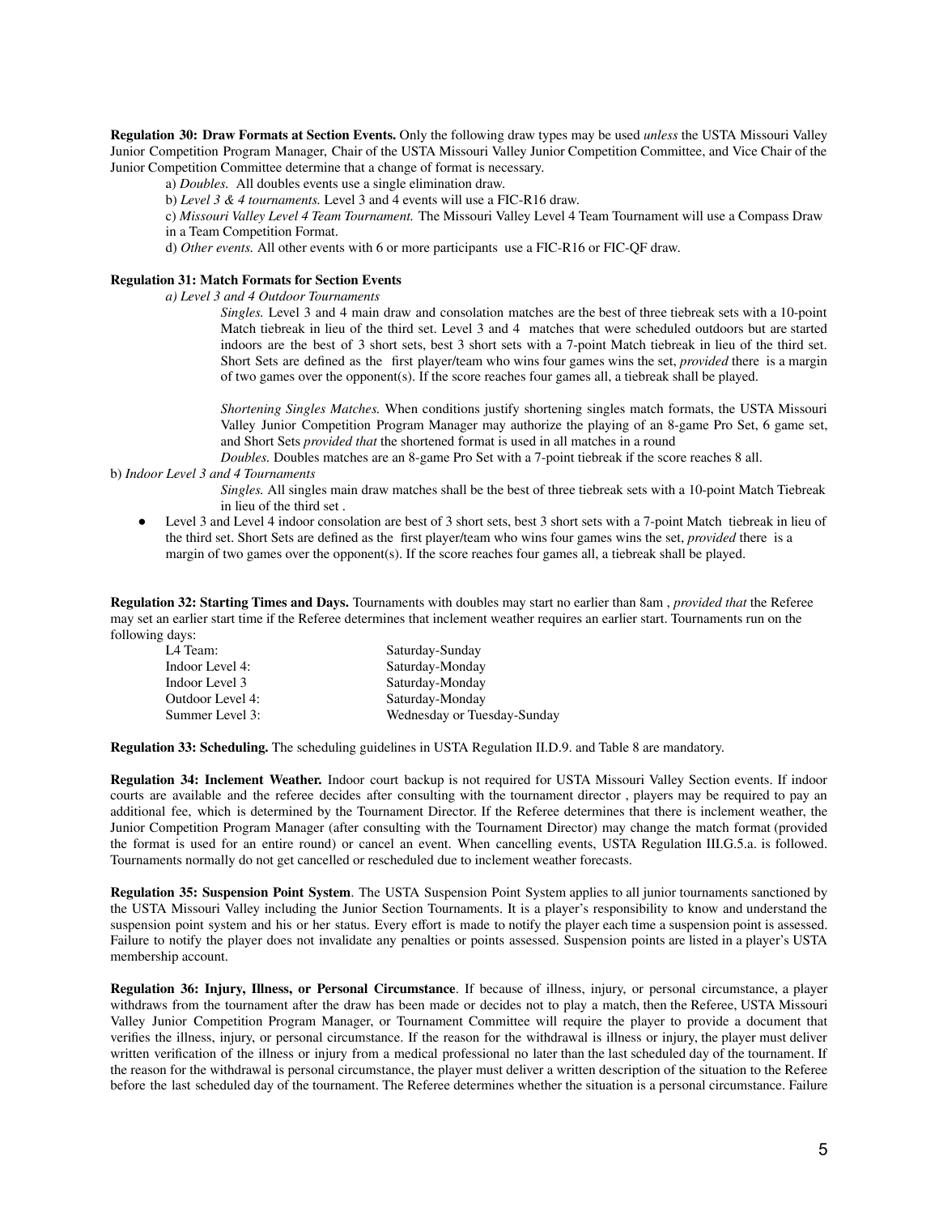**Regulation 30: Draw Formats at Section Events.** Only the following draw types may be used *unless* the USTA Missouri Valley Junior Competition Program Manager, Chair of the USTA Missouri Valley Junior Competition Committee, and Vice Chair of the Junior Competition Committee determine that a change of format is necessary.

a) *Doubles.* All doubles events use a single elimination draw.

b) *Level 3 & 4 tournaments.* Level 3 and 4 events will use a FIC-R16 draw.

c) *Missouri Valley Level 4 Team Tournament.* The Missouri Valley Level 4 Team Tournament will use a Compass Draw in a Team Competition Format.

d) *Other events.* All other events with 6 or more participants use a FIC-R16 or FIC-QF draw.

**Regulation 31: Match Formats for Section Events**

*a) Level 3 and 4 Outdoor Tournaments*

*Singles.* Level 3 and 4 main draw and consolation matches are the best of three tiebreak sets with a 10-point Match tiebreak in lieu of the third set. Level 3 and 4 matches that were scheduled outdoors but are started indoors are the best of 3 short sets, best 3 short sets with a 7-point Match tiebreak in lieu of the third set. Short Sets are defined as the first player/team who wins four games wins the set, *provided* there is a margin of two games over the opponent(s). If the score reaches four games all, a tiebreak shall be played.

*Shortening Singles Matches.* When conditions justify shortening singles match formats, the USTA Missouri Valley Junior Competition Program Manager may authorize the playing of an 8-game Pro Set, 6 game set, and Short Sets *provided that* the shortened format is used in all matches in a round

*Doubles.* Doubles matches are an 8-game Pro Set with a 7-point tiebreak if the score reaches 8 all.

b) *Indoor Level 3 and 4 Tournaments*

*Singles.* All singles main draw matches shall be the best of three tiebreak sets with a 10-point Match Tiebreak in lieu of the third set .

- Level 3 and Level 4 indoor consolation are best of 3 short sets, best 3 short sets with a 7-point Match tiebreak in lieu of the third set. Short Sets are defined as the first player/team who wins four games wins the set, *provided* there is a margin of two games over the opponent(s). If the score reaches four games all, a tiebreak shall be played.

**Regulation 32: Starting Times and Days.** Tournaments with doubles may start no earlier than 8am , *provided that* the Referee may set an earlier start time if the Referee determines that inclement weather requires an earlier start. Tournaments run on the following days:

| | |
|---|---|
| L4 Team: | Saturday-Sunday |
| Indoor Level 4: | Saturday-Monday |
| Indoor Level 3 | Saturday-Monday |
| Outdoor Level 4: | Saturday-Monday |
| Summer Level 3: | Wednesday or Tuesday-Sunday |

**Regulation 33: Scheduling.** The scheduling guidelines in USTA Regulation II.D.9. and Table 8 are mandatory.

**Regulation 34: Inclement Weather.** Indoor court backup is not required for USTA Missouri Valley Section events. If indoor courts are available and the referee decides after consulting with the tournament director , players may be required to pay an additional fee, which is determined by the Tournament Director. If the Referee determines that there is inclement weather, the Junior Competition Program Manager (after consulting with the Tournament Director) may change the match format (provided the format is used for an entire round) or cancel an event. When cancelling events, USTA Regulation III.G.5.a. is followed. Tournaments normally do not get cancelled or rescheduled due to inclement weather forecasts.

**Regulation 35: Suspension Point System**. The USTA Suspension Point System applies to all junior tournaments sanctioned by the USTA Missouri Valley including the Junior Section Tournaments. It is a player's responsibility to know and understand the suspension point system and his or her status. Every effort is made to notify the player each time a suspension point is assessed. Failure to notify the player does not invalidate any penalties or points assessed. Suspension points are listed in a player's USTA membership account.

**Regulation 36: Injury, Illness, or Personal Circumstance**. If because of illness, injury, or personal circumstance, a player withdraws from the tournament after the draw has been made or decides not to play a match, then the Referee, USTA Missouri Valley Junior Competition Program Manager, or Tournament Committee will require the player to provide a document that verifies the illness, injury, or personal circumstance. If the reason for the withdrawal is illness or injury, the player must deliver written verification of the illness or injury from a medical professional no later than the last scheduled day of the tournament. If the reason for the withdrawal is personal circumstance, the player must deliver a written description of the situation to the Referee before the last scheduled day of the tournament. The Referee determines whether the situation is a personal circumstance. Failure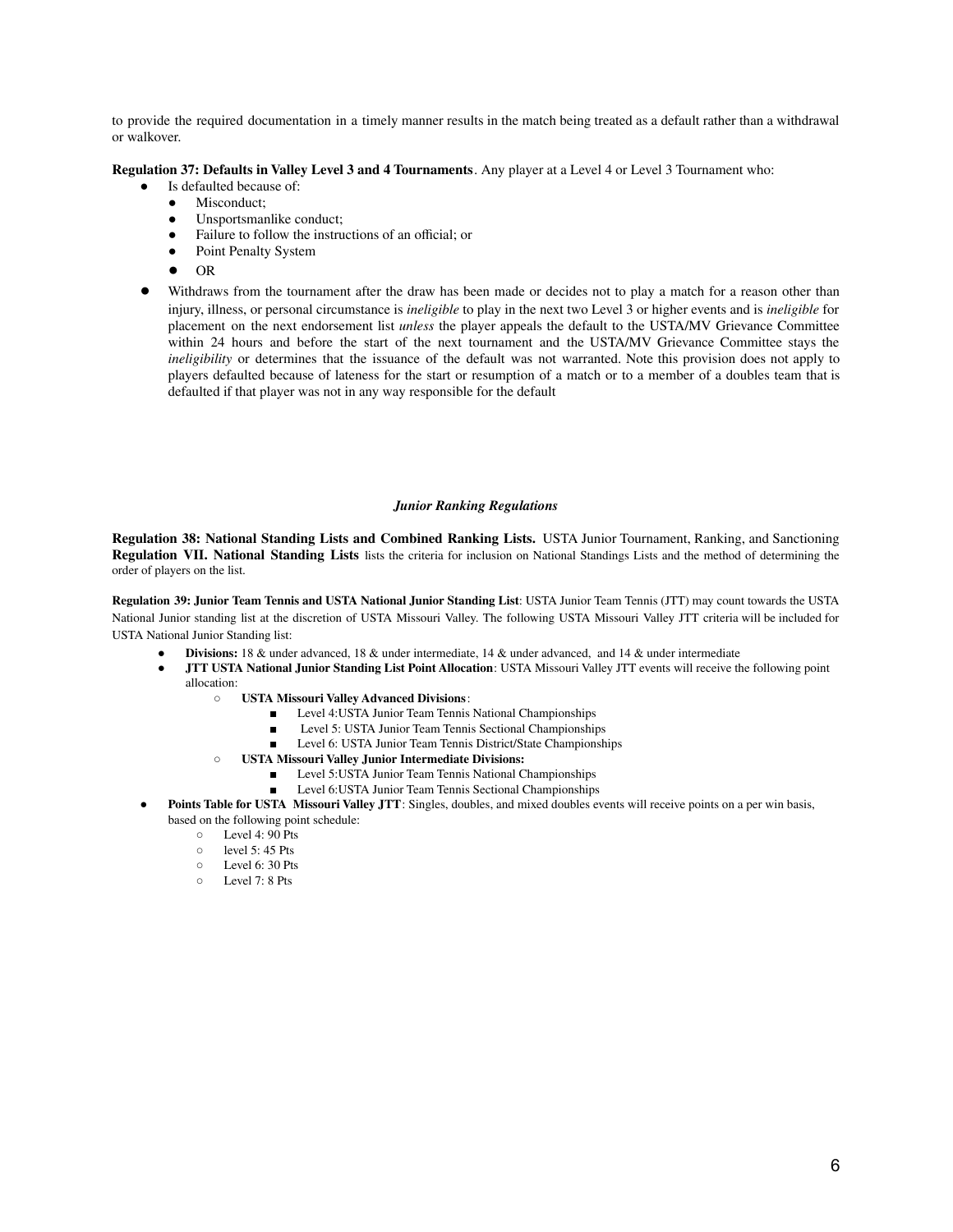to provide the required documentation in a timely manner results in the match being treated as a default rather than a withdrawal or walkover.

**Regulation 37: Defaults in Valley Level 3 and 4 Tournaments**. Any player at a Level 4 or Level 3 Tournament who:

- Is defaulted because of:
  - Misconduct;
  - Unsportsmanlike conduct;
  - Failure to follow the instructions of an official; or
  - Point Penalty System
  - OR
- Withdraws from the tournament after the draw has been made or decides not to play a match for a reason other than injury, illness, or personal circumstance is *ineligible* to play in the next two Level 3 or higher events and is *ineligible* for placement on the next endorsement list *unless* the player appeals the default to the USTA/MV Grievance Committee within 24 hours and before the start of the next tournament and the USTA/MV Grievance Committee stays the *ineligibility* or determines that the issuance of the default was not warranted. Note this provision does not apply to players defaulted because of lateness for the start or resumption of a match or to a member of a doubles team that is defaulted if that player was not in any way responsible for the default

### *Junior Ranking Regulations*

**Regulation 38: National Standing Lists and Combined Ranking Lists.** USTA Junior Tournament, Ranking, and Sanctioning **Regulation VII. National Standing Lists** lists the criteria for inclusion on National Standings Lists and the method of determining the order of players on the list.

**Regulation 39: Junior Team Tennis and USTA National Junior Standing List**: USTA Junior Team Tennis (JTT) may count towards the USTA National Junior standing list at the discretion of USTA Missouri Valley. The following USTA Missouri Valley JTT criteria will be included for USTA National Junior Standing list:

- **Divisions:** 18 & under advanced, 18 & under intermediate, 14 & under advanced, and 14 & under intermediate
- **JTT USTA National Junior Standing List Point Allocation**: USTA Missouri Valley JTT events will receive the following point allocation:
  - **USTA Missouri Valley Advanced Divisions**:
    - Level 4:USTA Junior Team Tennis National Championships
    - Level 5: USTA Junior Team Tennis Sectional Championships
    - Level 6: USTA Junior Team Tennis District/State Championships
  - **USTA Missouri Valley Junior Intermediate Divisions:**
    - Level 5:USTA Junior Team Tennis National Championships
    - Level 6:USTA Junior Team Tennis Sectional Championships
- **Points Table for USTA Missouri Valley JTT**: Singles, doubles, and mixed doubles events will receive points on a per win basis, based on the following point schedule:
  - Level 4: 90 Pts
  - level 5: 45 Pts
  - Level 6: 30 Pts
  - Level 7: 8 Pts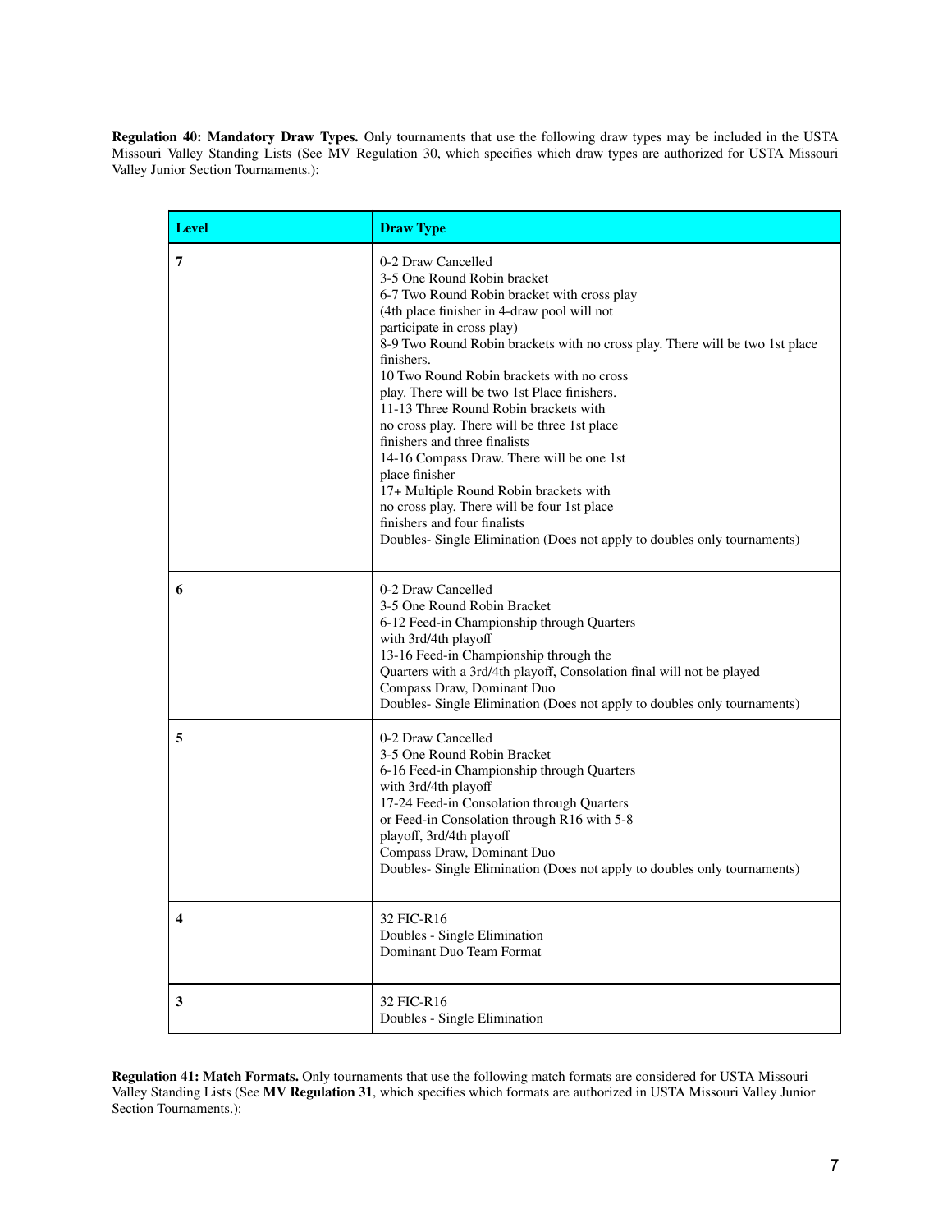**Regulation 40: Mandatory Draw Types.** Only tournaments that use the following draw types may be included in the USTA Missouri Valley Standing Lists (See MV Regulation 30, which specifies which draw types are authorized for USTA Missouri Valley Junior Section Tournaments.):

| Level | Draw Type |
|---|---|
| **7** | 0-2 Draw Cancelled<br>3-5 One Round Robin bracket<br>6-7 Two Round Robin bracket with cross play (4th place finisher in 4-draw pool will not participate in cross play)<br>8-9 Two Round Robin brackets with no cross play. There will be two 1st place finishers.<br>10 Two Round Robin brackets with no cross play. There will be two 1st Place finishers.<br>11-13 Three Round Robin brackets with no cross play. There will be three 1st place finishers and three finalists<br>14-16 Compass Draw. There will be one 1st place finisher<br>17+ Multiple Round Robin brackets with no cross play. There will be four 1st place finishers and four finalists<br>Doubles- Single Elimination (Does not apply to doubles only tournaments) |
| **6** | 0-2 Draw Cancelled<br>3-5 One Round Robin Bracket<br>6-12 Feed-in Championship through Quarters with 3rd/4th playoff<br>13-16 Feed-in Championship through the Quarters with a 3rd/4th playoff, Consolation final will not be played<br>Compass Draw, Dominant Duo<br>Doubles- Single Elimination (Does not apply to doubles only tournaments) |
| **5** | 0-2 Draw Cancelled<br>3-5 One Round Robin Bracket<br>6-16 Feed-in Championship through Quarters with 3rd/4th playoff<br>17-24 Feed-in Consolation through Quarters or Feed-in Consolation through R16 with 5-8 playoff, 3rd/4th playoff<br>Compass Draw, Dominant Duo<br>Doubles- Single Elimination (Does not apply to doubles only tournaments) |
| **4** | 32 FIC-R16<br>Doubles - Single Elimination<br>Dominant Duo Team Format |
| **3** | 32 FIC-R16<br>Doubles - Single Elimination |

**Regulation 41: Match Formats.** Only tournaments that use the following match formats are considered for USTA Missouri Valley Standing Lists (See **MV Regulation 31**, which specifies which formats are authorized in USTA Missouri Valley Junior Section Tournaments.):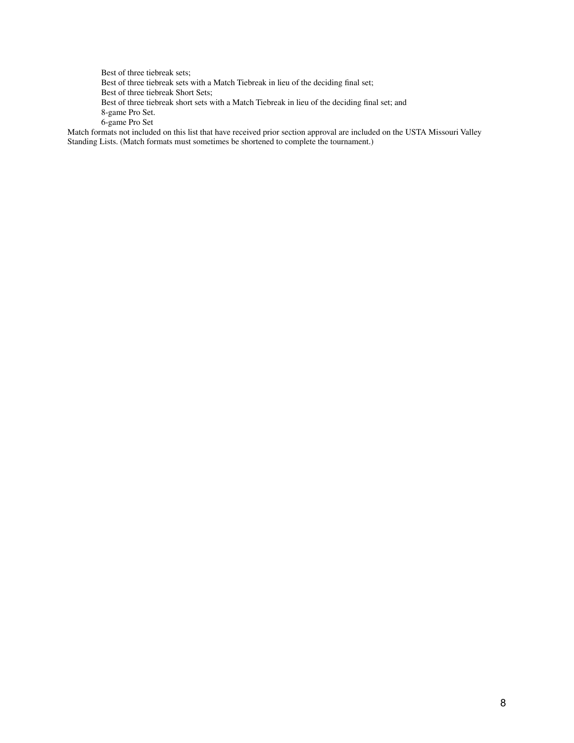- Best of three tiebreak sets;
- Best of three tiebreak sets with a Match Tiebreak in lieu of the deciding final set;
- Best of three tiebreak Short Sets;
- Best of three tiebreak short sets with a Match Tiebreak in lieu of the deciding final set; and
- 8-game Pro Set.
- 6-game Pro Set

Match formats not included on this list that have received prior section approval are included on the USTA Missouri Valley Standing Lists. (Match formats must sometimes be shortened to complete the tournament.)